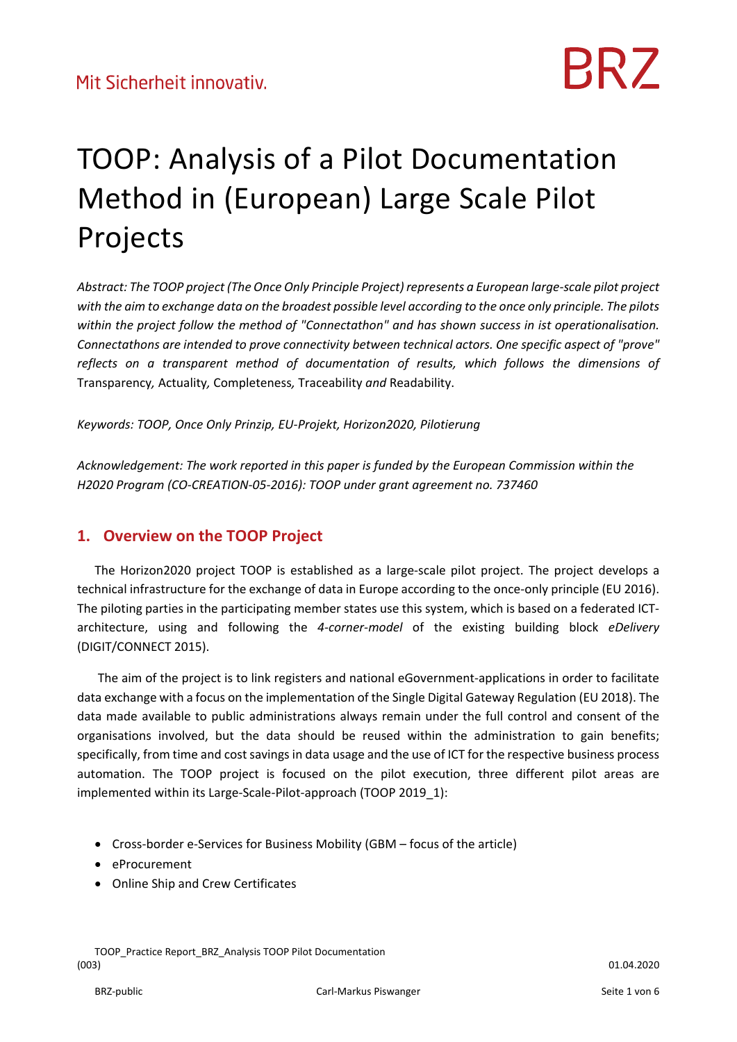# TOOP: Analysis of a Pilot Documentation Method in (European) Large Scale Pilot Projects

*Abstract: The TOOP project (The Once Only Principle Project) represents a European large-scale pilot project with the aim to exchange data on the broadest possible level according to the once only principle. The pilots within the project follow the method of "Connectathon" and has shown success in ist operationalisation. Connectathons are intended to prove connectivity between technical actors. One specific aspect of "prove" reflects on a transparent method of documentation of results, which follows the dimensions of* Transparency*,* Actuality*,* Completeness*,* Traceability *and* Readability.

*Keywords: TOOP, Once Only Prinzip, EU-Projekt, Horizon2020, Pilotierung*

*Acknowledgement: The work reported in this paper is funded by the European Commission within the H2020 Program (CO-CREATION-05-2016): TOOP under grant agreement no. 737460*

## 1. Overview on the TOOP Project

The Horizon2020 project TOOP is established as a large-scale pilot project. The project develops a technical infrastructure for the exchange of data in Europe according to the once-only principle (EU 2016). The piloting parties in the participating member states use this system, which is based on a federated ICT-architecture, using and following the *4-corner-model* of the existing building block *eDelivery* (DIGIT/CONNECT 2015).

The aim of the project is to link registers and national eGovernment-applications in order to facilitate data exchange with a focus on the implementation of the Single Digital Gateway Regulation (EU 2018). The data made available to public administrations always remain under the full control and consent of the organisations involved, but the data should be reused within the administration to gain benefits; specifically, from time and cost savings in data usage and the use of ICT for the respective business process automation. The TOOP project is focused on the pilot execution, three different pilot areas are implemented within its Large-Scale-Pilot-approach (TOOP 2019_1):

- Cross-border e-Services for Business Mobility (GBM – focus of the article)
- eProcurement
- Online Ship and Crew Certificates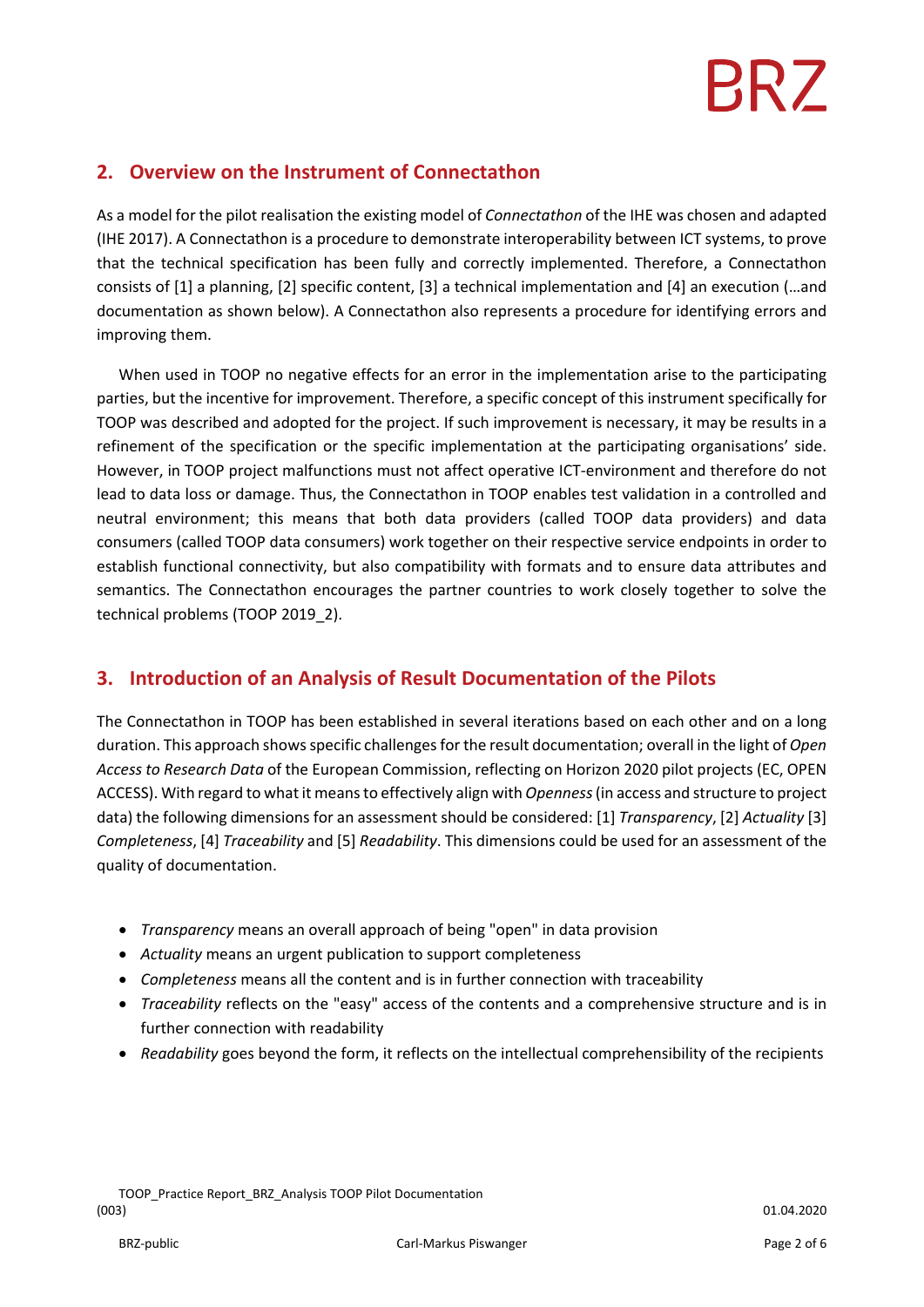## 2. Overview on the Instrument of Connectathon

As a model for the pilot realisation the existing model of *Connectathon* of the IHE was chosen and adapted (IHE 2017). A Connectathon is a procedure to demonstrate interoperability between ICT systems, to prove that the technical specification has been fully and correctly implemented. Therefore, a Connectathon consists of [1] a planning, [2] specific content, [3] a technical implementation and [4] an execution (…and documentation as shown below). A Connectathon also represents a procedure for identifying errors and improving them.

When used in TOOP no negative effects for an error in the implementation arise to the participating parties, but the incentive for improvement. Therefore, a specific concept of this instrument specifically for TOOP was described and adopted for the project. If such improvement is necessary, it may be results in a refinement of the specification or the specific implementation at the participating organisations' side. However, in TOOP project malfunctions must not affect operative ICT-environment and therefore do not lead to data loss or damage. Thus, the Connectathon in TOOP enables test validation in a controlled and neutral environment; this means that both data providers (called TOOP data providers) and data consumers (called TOOP data consumers) work together on their respective service endpoints in order to establish functional connectivity, but also compatibility with formats and to ensure data attributes and semantics. The Connectathon encourages the partner countries to work closely together to solve the technical problems (TOOP 2019_2).

## 3. Introduction of an Analysis of Result Documentation of the Pilots

The Connectathon in TOOP has been established in several iterations based on each other and on a long duration. This approach shows specific challenges for the result documentation; overall in the light of *Open Access to Research Data* of the European Commission, reflecting on Horizon 2020 pilot projects (EC, OPEN ACCESS). With regard to what it means to effectively align with *Openness* (in access and structure to project data) the following dimensions for an assessment should be considered: [1] *Transparency*, [2] *Actuality* [3] *Completeness*, [4] *Traceability* and [5] *Readability*. This dimensions could be used for an assessment of the quality of documentation.

- *Transparency* means an overall approach of being "open" in data provision
- *Actuality* means an urgent publication to support completeness
- *Completeness* means all the content and is in further connection with traceability
- *Traceability* reflects on the "easy" access of the contents and a comprehensive structure and is in further connection with readability
- *Readability* goes beyond the form, it reflects on the intellectual comprehensibility of the recipients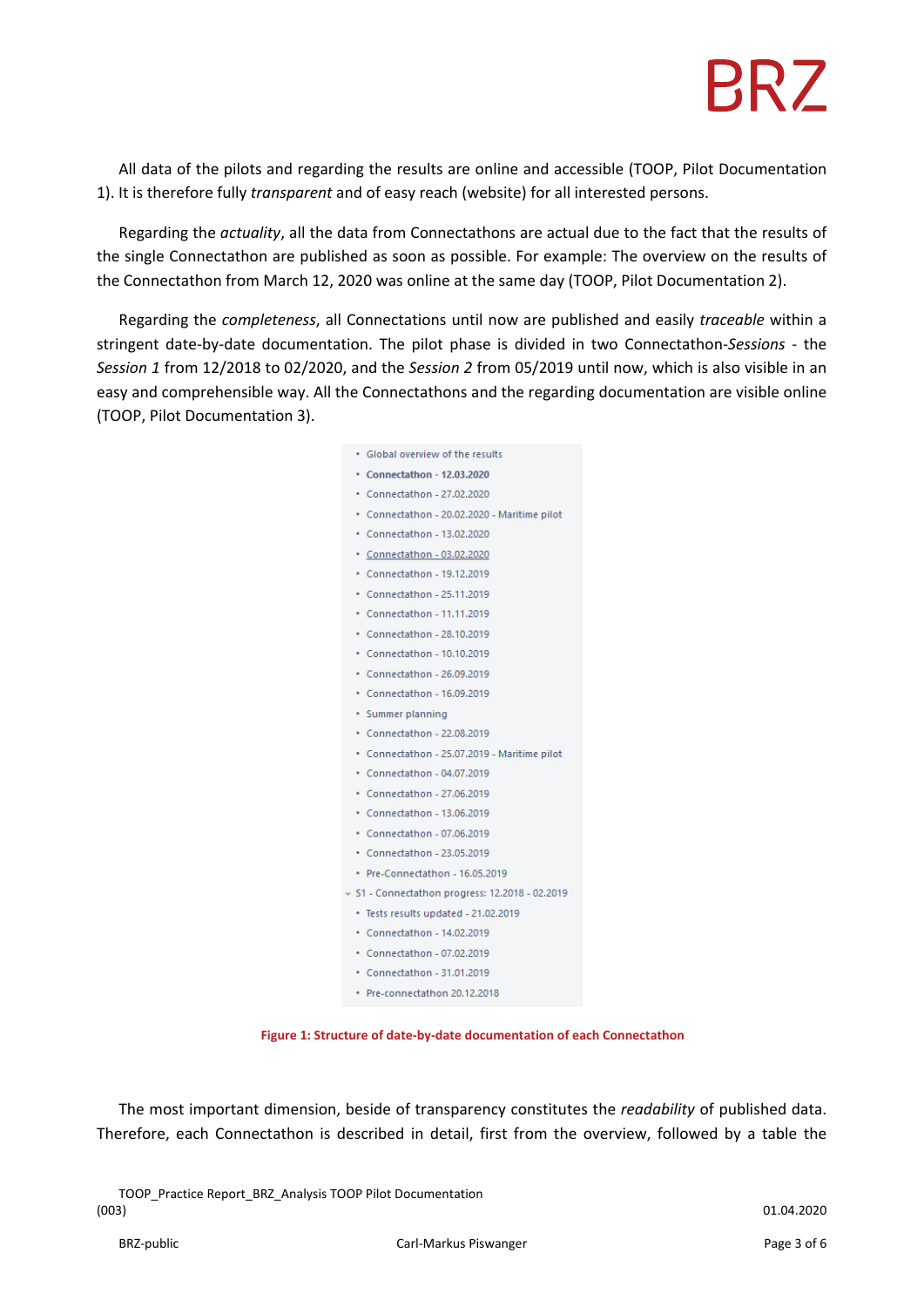All data of the pilots and regarding the results are online and accessible (TOOP, Pilot Documentation 1). It is therefore fully *transparent* and of easy reach (website) for all interested persons.

Regarding the *actuality*, all the data from Connectathons are actual due to the fact that the results of the single Connectathon are published as soon as possible. For example: The overview on the results of the Connectathon from March 12, 2020 was online at the same day (TOOP, Pilot Documentation 2).

Regarding the *completeness*, all Connectations until now are published and easily *traceable* within a stringent date-by-date documentation. The pilot phase is divided in two Connectathon-*Sessions* - the *Session 1* from 12/2018 to 02/2020, and the *Session 2* from 05/2019 until now, which is also visible in an easy and comprehensible way. All the Connectathons and the regarding documentation are visible online (TOOP, Pilot Documentation 3).

- Global overview of the results
- **Connectathon - 12.03.2020**
- Connectathon - 27.02.2020
- Connectathon - 20.02.2020 - Maritime pilot
- Connectathon - 13.02.2020
- Connectathon - 03.02.2020
- Connectathon - 19.12.2019
- Connectathon - 25.11.2019
- Connectathon - 11.11.2019
- Connectathon - 28.10.2019
- Connectathon - 10.10.2019
- Connectathon - 26.09.2019
- Connectathon - 16.09.2019
- Summer planning
- Connectathon - 22.08.2019
- Connectathon - 25.07.2019 - Maritime pilot
- Connectathon - 04.07.2019
- Connectathon - 27.06.2019
- Connectathon - 13.06.2019
- Connectathon - 07.06.2019
- Connectathon - 23.05.2019
- Pre-Connectathon - 16.05.2019
- S1 - Connectathon progress: 12.2018 - 02.2019
  - Tests results updated - 21.02.2019
  - Connectathon - 14.02.2019
  - Connectathon - 07.02.2019
  - Connectathon - 31.01.2019
  - Pre-connectathon 20.12.2018

**Figure 1: Structure of date-by-date documentation of each Connectathon**

The most important dimension, beside of transparency constitutes the *readability* of published data. Therefore, each Connectathon is described in detail, first from the overview, followed by a table the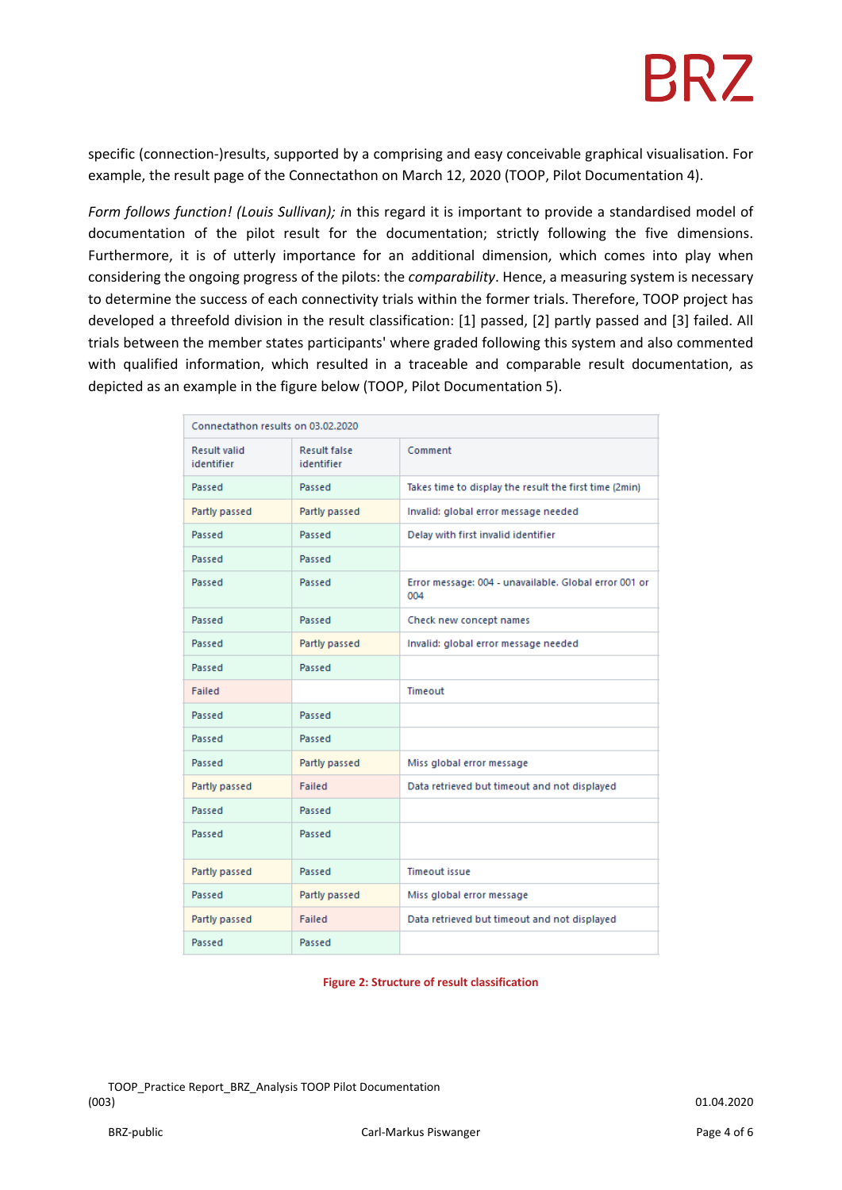specific (connection-)results, supported by a comprising and easy conceivable graphical visualisation. For example, the result page of the Connectathon on March 12, 2020 (TOOP, Pilot Documentation 4).

*Form follows function! (Louis Sullivan); i*n this regard it is important to provide a standardised model of documentation of the pilot result for the documentation; strictly following the five dimensions. Furthermore, it is of utterly importance for an additional dimension, which comes into play when considering the ongoing progress of the pilots: the *comparability*. Hence, a measuring system is necessary to determine the success of each connectivity trials within the former trials. Therefore, TOOP project has developed a threefold division in the result classification: [1] passed, [2] partly passed and [3] failed. All trials between the member states participants' where graded following this system and also commented with qualified information, which resulted in a traceable and comparable result documentation, as depicted as an example in the figure below (TOOP, Pilot Documentation 5).

| Connectathon results on 03.02.2020 | | |
|---|---|---|
| Result valid identifier | Result false identifier | Comment |
| Passed | Passed | Takes time to display the result the first time (2min) |
| Partly passed | Partly passed | Invalid: global error message needed |
| Passed | Passed | Delay with first invalid identifier |
| Passed | Passed | |
| Passed | Passed | Error message: 004 - unavailable. Global error 001 or 004 |
| Passed | Passed | Check new concept names |
| Passed | Partly passed | Invalid: global error message needed |
| Passed | Passed | |
| Failed | | Timeout |
| Passed | Passed | |
| Passed | Passed | |
| Passed | Partly passed | Miss global error message |
| Partly passed | Failed | Data retrieved but timeout and not displayed |
| Passed | Passed | |
| Passed | Passed | |
| Partly passed | Passed | Timeout issue |
| Passed | Partly passed | Miss global error message |
| Partly passed | Failed | Data retrieved but timeout and not displayed |
| Passed | Passed | |

**Figure 2: Structure of result classification**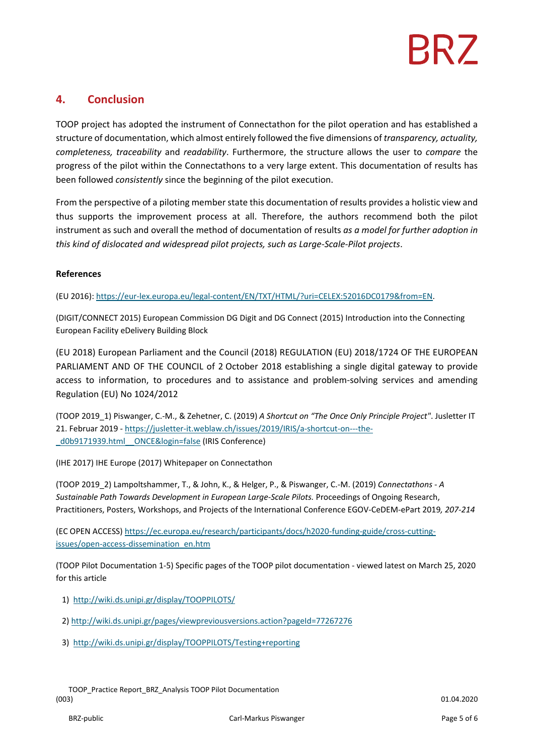## 4. Conclusion

TOOP project has adopted the instrument of Connectathon for the pilot operation and has established a structure of documentation, which almost entirely followed the five dimensions of *transparency, actuality, completeness, traceability* and *readability*. Furthermore, the structure allows the user to *compare* the progress of the pilot within the Connectathons to a very large extent. This documentation of results has been followed *consistently* since the beginning of the pilot execution.

From the perspective of a piloting member state this documentation of results provides a holistic view and thus supports the improvement process at all. Therefore, the authors recommend both the pilot instrument as such and overall the method of documentation of results *as a model for further adoption in this kind of dislocated and widespread pilot projects, such as Large-Scale-Pilot projects*.

**References**

(EU 2016): https://eur-lex.europa.eu/legal-content/EN/TXT/HTML/?uri=CELEX:52016DC0179&from=EN.

(DIGIT/CONNECT 2015) European Commission DG Digit and DG Connect (2015) Introduction into the Connecting European Facility eDelivery Building Block

(EU 2018) European Parliament and the Council (2018) REGULATION (EU) 2018/1724 OF THE EUROPEAN PARLIAMENT AND OF THE COUNCIL of 2 October 2018 establishing a single digital gateway to provide access to information, to procedures and to assistance and problem-solving services and amending Regulation (EU) No 1024/2012

(TOOP 2019_1) Piswanger, C.-M., & Zehetner, C. (2019) *A Shortcut on "The Once Only Principle Project"*. Jusletter IT 21. Februar 2019 - https://jusletter-it.weblaw.ch/issues/2019/IRIS/a-shortcut-on---the-_d0b9171939.html__ONCE&login=false (IRIS Conference)

(IHE 2017) IHE Europe (2017) Whitepaper on Connectathon

(TOOP 2019_2) Lampoltshammer, T., & John, K., & Helger, P., & Piswanger, C.-M. (2019) *Connectathons - A Sustainable Path Towards Development in European Large-Scale Pilots.* Proceedings of Ongoing Research, Practitioners, Posters, Workshops, and Projects of the International Conference EGOV-CeDEM-ePart 2019*, 207-214*

(EC OPEN ACCESS) https://ec.europa.eu/research/participants/docs/h2020-funding-guide/cross-cutting-issues/open-access-dissemination_en.htm

(TOOP Pilot Documentation 1-5) Specific pages of the TOOP pilot documentation - viewed latest on March 25, 2020 for this article

1) http://wiki.ds.unipi.gr/display/TOOPPILOTS/
2) http://wiki.ds.unipi.gr/pages/viewpreviousversions.action?pageId=77267276
3) http://wiki.ds.unipi.gr/display/TOOPPILOTS/Testing+reporting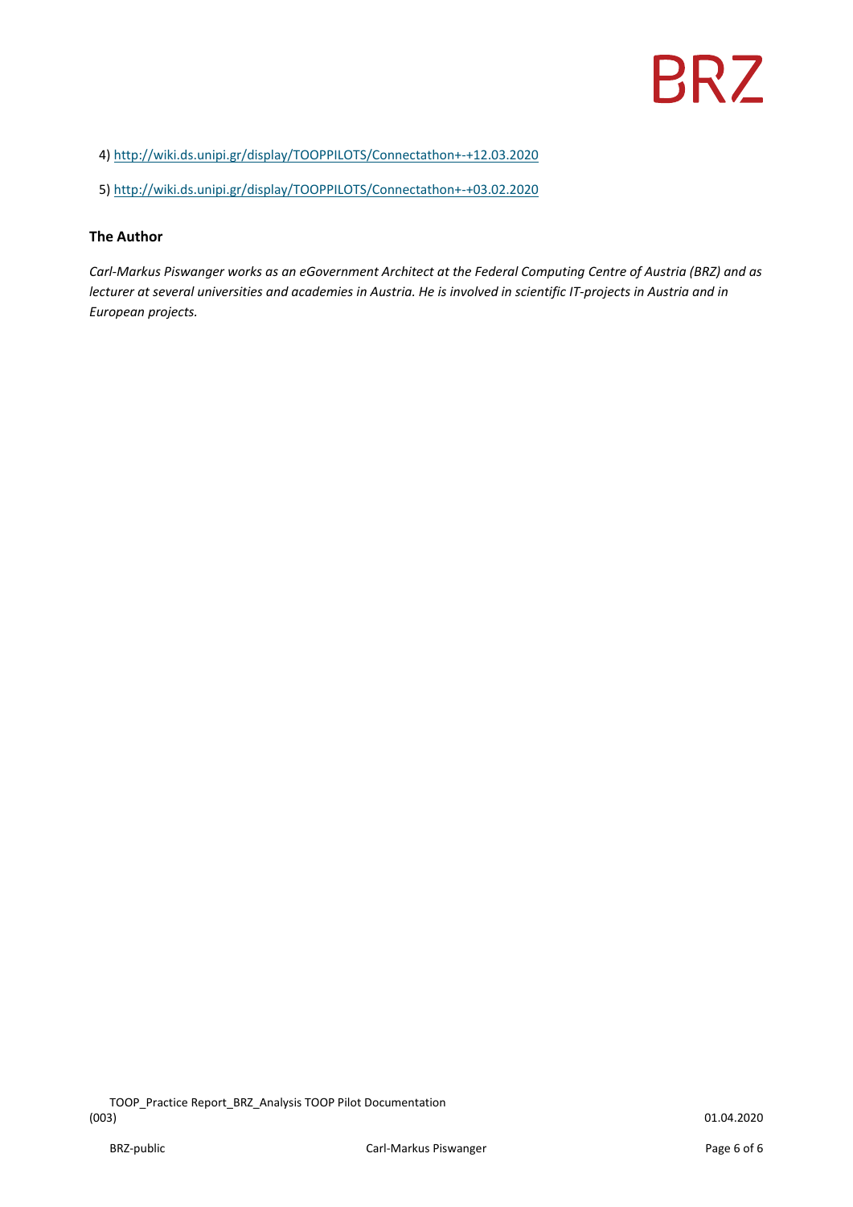4) http://wiki.ds.unipi.gr/display/TOOPPILOTS/Connectathon+-+12.03.2020

5) http://wiki.ds.unipi.gr/display/TOOPPILOTS/Connectathon+-+03.02.2020

**The Author**

*Carl-Markus Piswanger works as an eGovernment Architect at the Federal Computing Centre of Austria (BRZ) and as lecturer at several universities and academies in Austria. He is involved in scientific IT-projects in Austria and in European projects.*